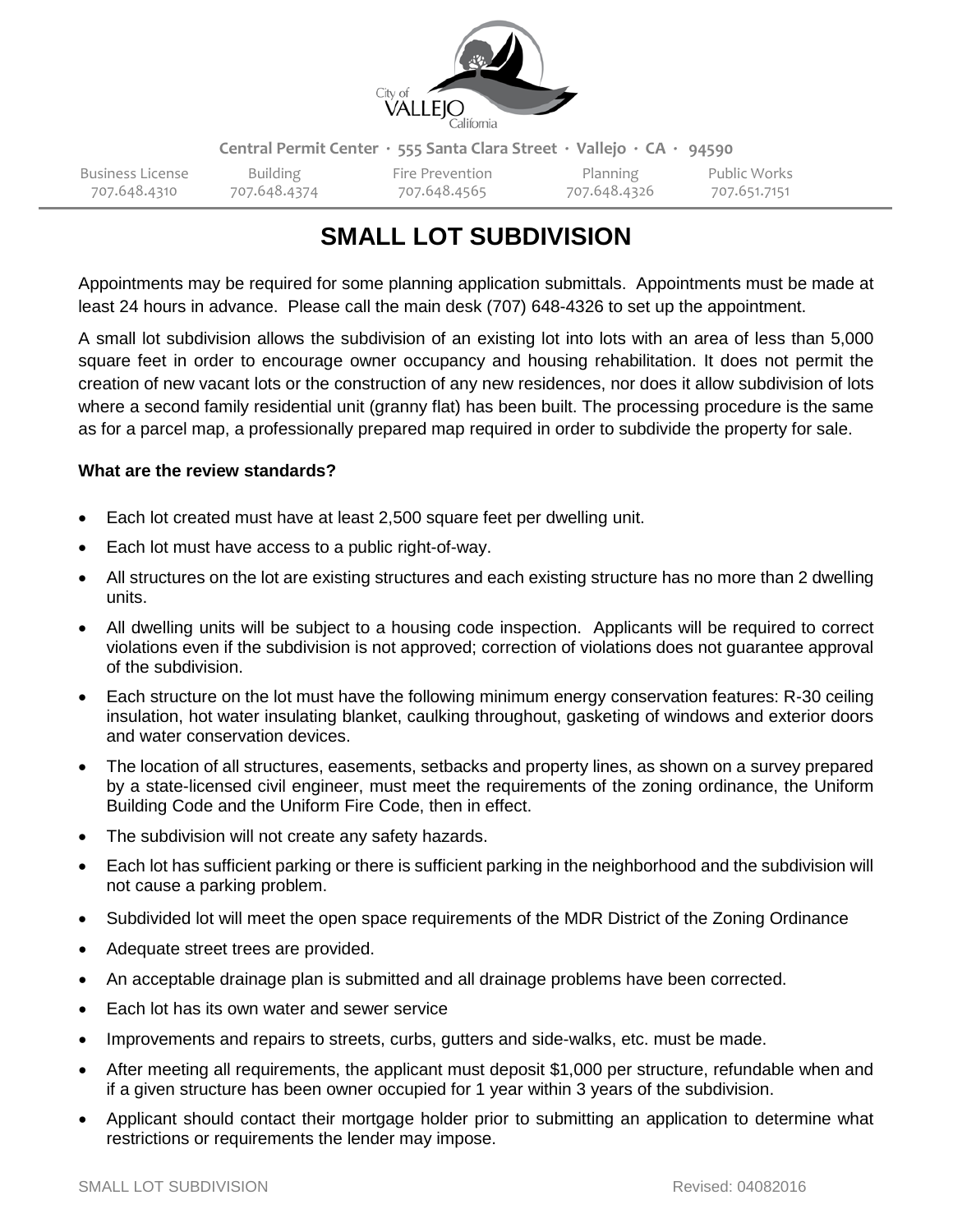Central Permit Center · 555 Santa Clara Street · Vallejo · CA · 94590

| Business License | Building | Fire Prevention | Planning | Public Works |
|---|---|---|---|---|
| 707.648.4310 | 707.648.4374 | 707.648.4565 | 707.648.4326 | 707.651.7151 |

# SMALL LOT SUBDIVISION

Appointments may be required for some planning application submittals. Appointments must be made at least 24 hours in advance. Please call the main desk (707) 648-4326 to set up the appointment.

A small lot subdivision allows the subdivision of an existing lot into lots with an area of less than 5,000 square feet in order to encourage owner occupancy and housing rehabilitation. It does not permit the creation of new vacant lots or the construction of any new residences, nor does it allow subdivision of lots where a second family residential unit (granny flat) has been built. The processing procedure is the same as for a parcel map, a professionally prepared map required in order to subdivide the property for sale.

**What are the review standards?**

- Each lot created must have at least 2,500 square feet per dwelling unit.
- Each lot must have access to a public right-of-way.
- All structures on the lot are existing structures and each existing structure has no more than 2 dwelling units.
- All dwelling units will be subject to a housing code inspection. Applicants will be required to correct violations even if the subdivision is not approved; correction of violations does not guarantee approval of the subdivision.
- Each structure on the lot must have the following minimum energy conservation features: R-30 ceiling insulation, hot water insulating blanket, caulking throughout, gasketing of windows and exterior doors and water conservation devices.
- The location of all structures, easements, setbacks and property lines, as shown on a survey prepared by a state-licensed civil engineer, must meet the requirements of the zoning ordinance, the Uniform Building Code and the Uniform Fire Code, then in effect.
- The subdivision will not create any safety hazards.
- Each lot has sufficient parking or there is sufficient parking in the neighborhood and the subdivision will not cause a parking problem.
- Subdivided lot will meet the open space requirements of the MDR District of the Zoning Ordinance
- Adequate street trees are provided.
- An acceptable drainage plan is submitted and all drainage problems have been corrected.
- Each lot has its own water and sewer service
- Improvements and repairs to streets, curbs, gutters and side-walks, etc. must be made.
- After meeting all requirements, the applicant must deposit $1,000 per structure, refundable when and if a given structure has been owner occupied for 1 year within 3 years of the subdivision.
- Applicant should contact their mortgage holder prior to submitting an application to determine what restrictions or requirements the lender may impose.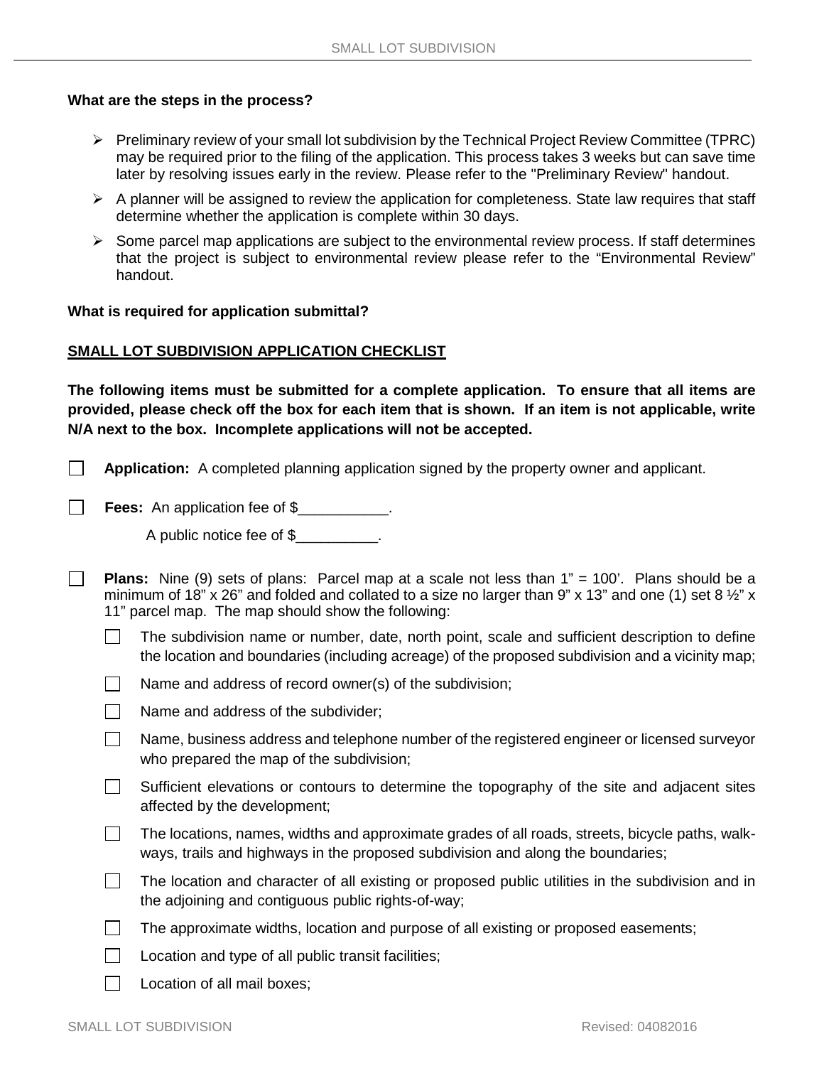**What are the steps in the process?**

- Preliminary review of your small lot subdivision by the Technical Project Review Committee (TPRC) may be required prior to the filing of the application. This process takes 3 weeks but can save time later by resolving issues early in the review. Please refer to the "Preliminary Review" handout.
- A planner will be assigned to review the application for completeness. State law requires that staff determine whether the application is complete within 30 days.
- Some parcel map applications are subject to the environmental review process. If staff determines that the project is subject to environmental review please refer to the "Environmental Review" handout.

**What is required for application submittal?**

**<u>SMALL LOT SUBDIVISION APPLICATION CHECKLIST</u>**

**The following items must be submitted for a complete application. To ensure that all items are provided, please check off the box for each item that is shown. If an item is not applicable, write N/A next to the box. Incomplete applications will not be accepted.**

- ☐ **Application:** A completed planning application signed by the property owner and applicant.

- ☐ **Fees:** An application fee of $___________.

  A public notice fee of $__________.

- ☐ **Plans:** Nine (9) sets of plans: Parcel map at a scale not less than 1" = 100'. Plans should be a minimum of 18" x 26" and folded and collated to a size no larger than 9" x 13" and one (1) set 8 ½" x 11" parcel map. The map should show the following:
  - ☐ The subdivision name or number, date, north point, scale and sufficient description to define the location and boundaries (including acreage) of the proposed subdivision and a vicinity map;
  - ☐ Name and address of record owner(s) of the subdivision;
  - ☐ Name and address of the subdivider;
  - ☐ Name, business address and telephone number of the registered engineer or licensed surveyor who prepared the map of the subdivision;
  - ☐ Sufficient elevations or contours to determine the topography of the site and adjacent sites affected by the development;
  - ☐ The locations, names, widths and approximate grades of all roads, streets, bicycle paths, walk-ways, trails and highways in the proposed subdivision and along the boundaries;
  - ☐ The location and character of all existing or proposed public utilities in the subdivision and in the adjoining and contiguous public rights-of-way;
  - ☐ The approximate widths, location and purpose of all existing or proposed easements;
  - ☐ Location and type of all public transit facilities;
  - ☐ Location of all mail boxes;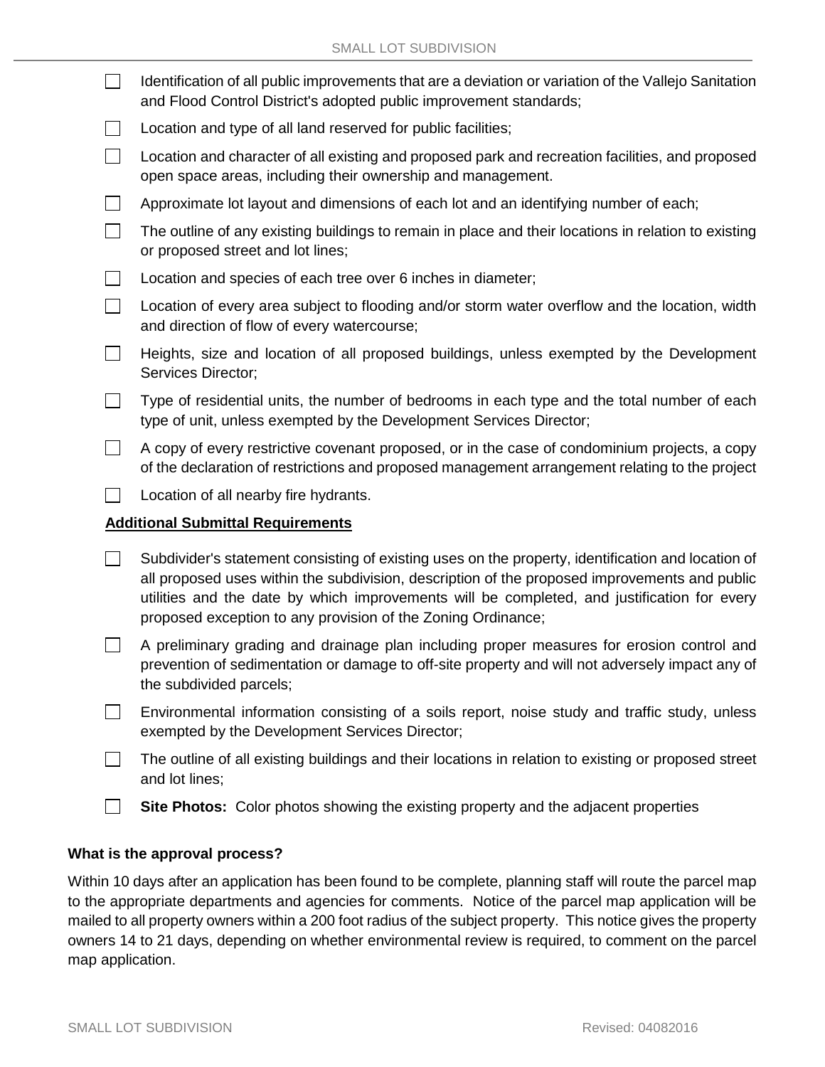- [ ] Identification of all public improvements that are a deviation or variation of the Vallejo Sanitation and Flood Control District's adopted public improvement standards;
- [ ] Location and type of all land reserved for public facilities;
- [ ] Location and character of all existing and proposed park and recreation facilities, and proposed open space areas, including their ownership and management.
- [ ] Approximate lot layout and dimensions of each lot and an identifying number of each;
- [ ] The outline of any existing buildings to remain in place and their locations in relation to existing or proposed street and lot lines;
- [ ] Location and species of each tree over 6 inches in diameter;
- [ ] Location of every area subject to flooding and/or storm water overflow and the location, width and direction of flow of every watercourse;
- [ ] Heights, size and location of all proposed buildings, unless exempted by the Development Services Director;
- [ ] Type of residential units, the number of bedrooms in each type and the total number of each type of unit, unless exempted by the Development Services Director;
- [ ] A copy of every restrictive covenant proposed, or in the case of condominium projects, a copy of the declaration of restrictions and proposed management arrangement relating to the project
- [ ] Location of all nearby fire hydrants.

**Additional Submittal Requirements**

- [ ] Subdivider's statement consisting of existing uses on the property, identification and location of all proposed uses within the subdivision, description of the proposed improvements and public utilities and the date by which improvements will be completed, and justification for every proposed exception to any provision of the Zoning Ordinance;
- [ ] A preliminary grading and drainage plan including proper measures for erosion control and prevention of sedimentation or damage to off-site property and will not adversely impact any of the subdivided parcels;
- [ ] Environmental information consisting of a soils report, noise study and traffic study, unless exempted by the Development Services Director;
- [ ] The outline of all existing buildings and their locations in relation to existing or proposed street and lot lines;
- [ ] **Site Photos:** Color photos showing the existing property and the adjacent properties

**What is the approval process?**

Within 10 days after an application has been found to be complete, planning staff will route the parcel map to the appropriate departments and agencies for comments. Notice of the parcel map application will be mailed to all property owners within a 200 foot radius of the subject property. This notice gives the property owners 14 to 21 days, depending on whether environmental review is required, to comment on the parcel map application.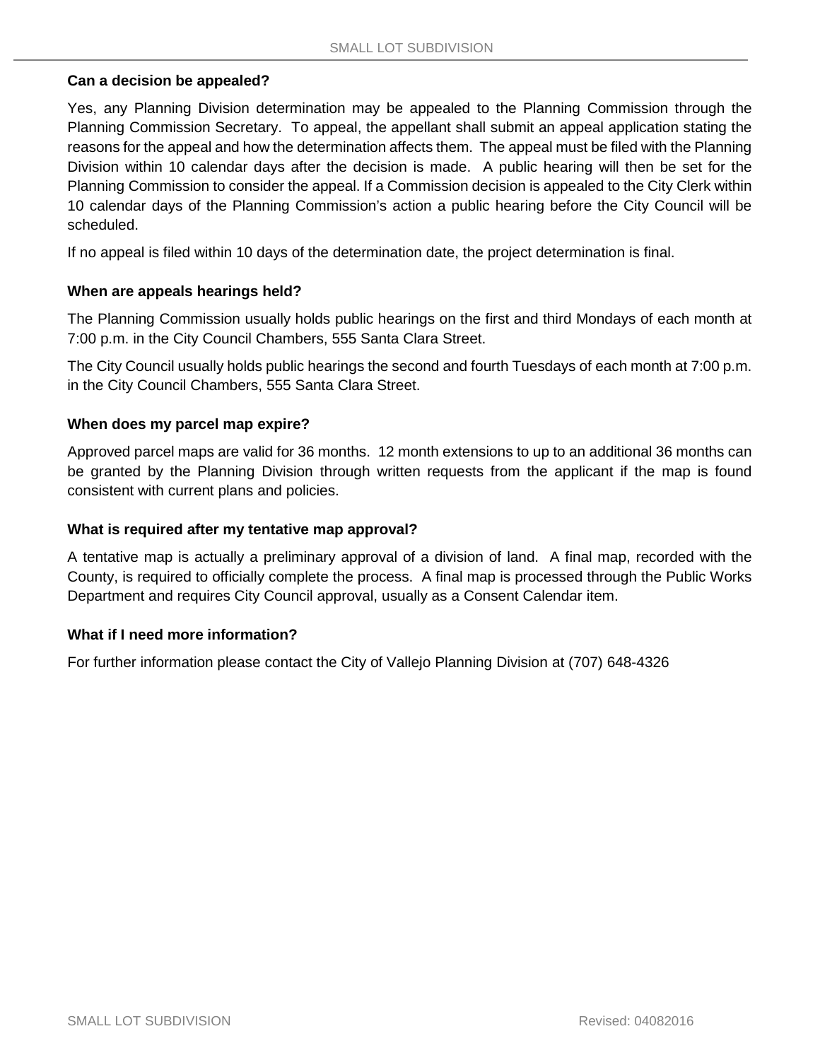**Can a decision be appealed?**

Yes, any Planning Division determination may be appealed to the Planning Commission through the Planning Commission Secretary. To appeal, the appellant shall submit an appeal application stating the reasons for the appeal and how the determination affects them. The appeal must be filed with the Planning Division within 10 calendar days after the decision is made. A public hearing will then be set for the Planning Commission to consider the appeal. If a Commission decision is appealed to the City Clerk within 10 calendar days of the Planning Commission's action a public hearing before the City Council will be scheduled.

If no appeal is filed within 10 days of the determination date, the project determination is final.

**When are appeals hearings held?**

The Planning Commission usually holds public hearings on the first and third Mondays of each month at 7:00 p.m. in the City Council Chambers, 555 Santa Clara Street.

The City Council usually holds public hearings the second and fourth Tuesdays of each month at 7:00 p.m. in the City Council Chambers, 555 Santa Clara Street.

**When does my parcel map expire?**

Approved parcel maps are valid for 36 months. 12 month extensions to up to an additional 36 months can be granted by the Planning Division through written requests from the applicant if the map is found consistent with current plans and policies.

**What is required after my tentative map approval?**

A tentative map is actually a preliminary approval of a division of land. A final map, recorded with the County, is required to officially complete the process. A final map is processed through the Public Works Department and requires City Council approval, usually as a Consent Calendar item.

**What if I need more information?**

For further information please contact the City of Vallejo Planning Division at (707) 648-4326